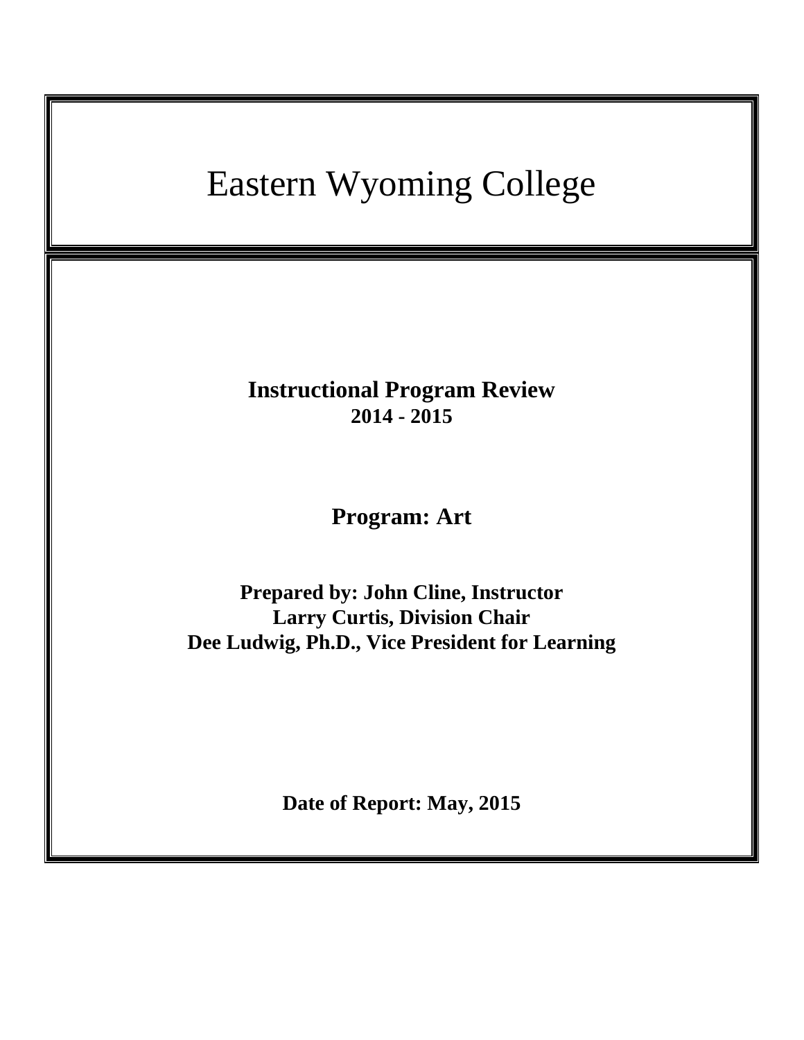# Eastern Wyoming College

**Instructional Program Review**
**2014 - 2015**

**Program: Art**

**Prepared by: John Cline, Instructor**
**Larry Curtis, Division Chair**
**Dee Ludwig, Ph.D., Vice President for Learning**

**Date of Report: May, 2015**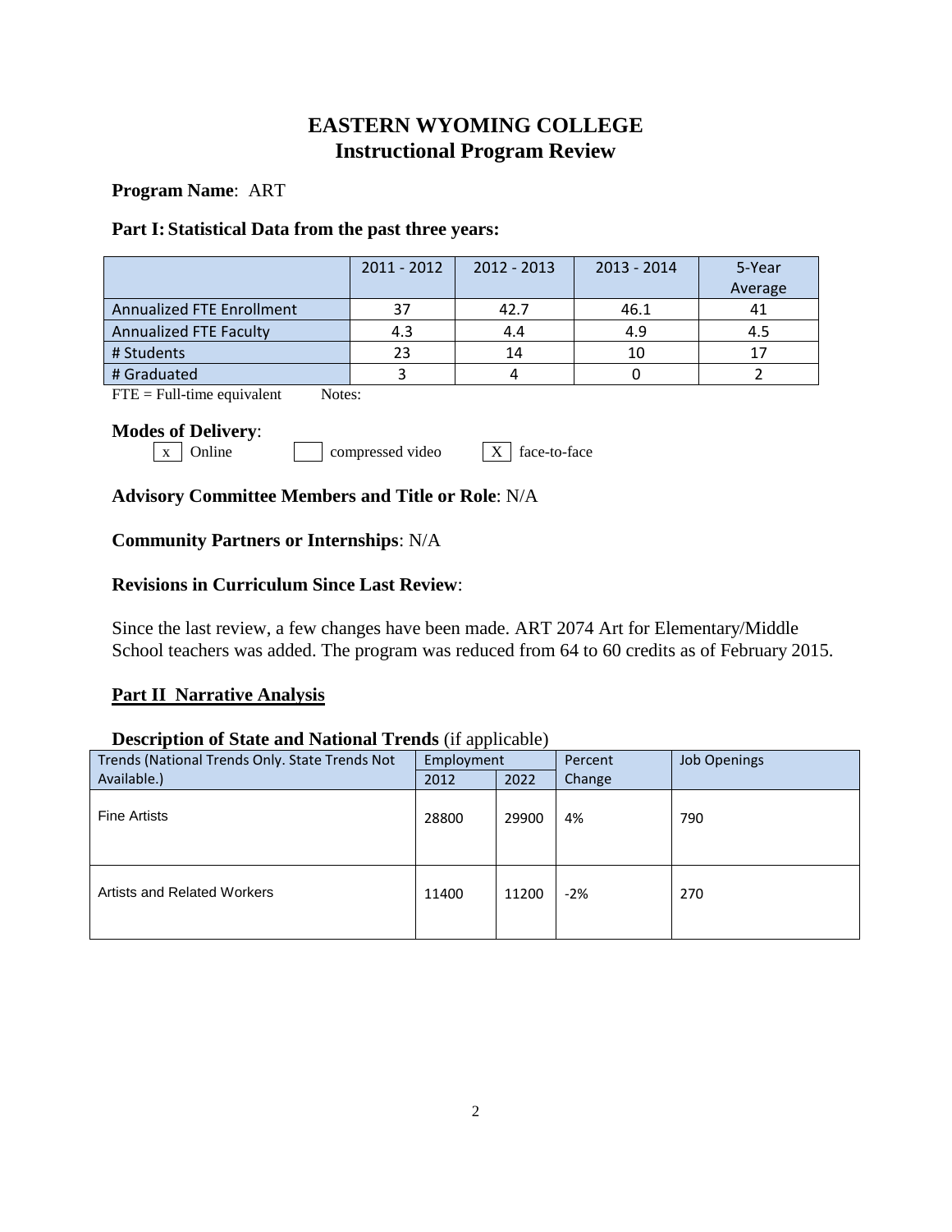# EASTERN WYOMING COLLEGE
# Instructional Program Review

**Program Name**: ART

**Part I: Statistical Data from the past three years:**

| | 2011 - 2012 | 2012 - 2013 | 2013 - 2014 | 5-Year Average |
|---|---|---|---|---|
| Annualized FTE Enrollment | 37 | 42.7 | 46.1 | 41 |
| Annualized FTE Faculty | 4.3 | 4.4 | 4.9 | 4.5 |
| # Students | 23 | 14 | 10 | 17 |
| # Graduated | 3 | 4 | 0 | 2 |

FTE = Full-time equivalent    Notes:

**Modes of Delivery**:

[x] Online    [ ] compressed video    [X] face-to-face

**Advisory Committee Members and Title or Role**: N/A

**Community Partners or Internships**: N/A

**Revisions in Curriculum Since Last Review**:

Since the last review, a few changes have been made. ART 2074 Art for Elementary/Middle School teachers was added. The program was reduced from 64 to 60 credits as of February 2015.

## Part II Narrative Analysis

**Description of State and National Trends** (if applicable)

| Trends (National Trends Only. State Trends Not Available.) | Employment | | Percent Change | Job Openings |
|---|---|---|---|---|
| | 2012 | 2022 | | |
| Fine Artists | 28800 | 29900 | 4% | 790 |
| Artists and Related Workers | 11400 | 11200 | -2% | 270 |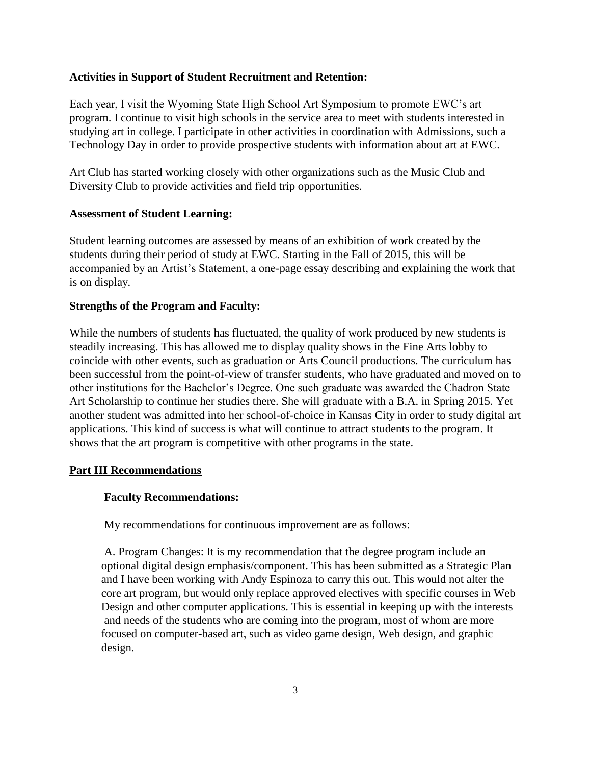**Activities in Support of Student Recruitment and Retention:**

Each year, I visit the Wyoming State High School Art Symposium to promote EWC's art program. I continue to visit high schools in the service area to meet with students interested in studying art in college. I participate in other activities in coordination with Admissions, such a Technology Day in order to provide prospective students with information about art at EWC.

Art Club has started working closely with other organizations such as the Music Club and Diversity Club to provide activities and field trip opportunities.

**Assessment of Student Learning:**

Student learning outcomes are assessed by means of an exhibition of work created by the students during their period of study at EWC. Starting in the Fall of 2015, this will be accompanied by an Artist's Statement, a one-page essay describing and explaining the work that is on display.

**Strengths of the Program and Faculty:**

While the numbers of students has fluctuated, the quality of work produced by new students is steadily increasing. This has allowed me to display quality shows in the Fine Arts lobby to coincide with other events, such as graduation or Arts Council productions. The curriculum has been successful from the point-of-view of transfer students, who have graduated and moved on to other institutions for the Bachelor's Degree. One such graduate was awarded the Chadron State Art Scholarship to continue her studies there. She will graduate with a B.A. in Spring 2015. Yet another student was admitted into her school-of-choice in Kansas City in order to study digital art applications. This kind of success is what will continue to attract students to the program. It shows that the art program is competitive with other programs in the state.

## Part III Recommendations

**Faculty Recommendations:**

My recommendations for continuous improvement are as follows:

A. Program Changes: It is my recommendation that the degree program include an optional digital design emphasis/component. This has been submitted as a Strategic Plan and I have been working with Andy Espinoza to carry this out. This would not alter the core art program, but would only replace approved electives with specific courses in Web Design and other computer applications. This is essential in keeping up with the interests and needs of the students who are coming into the program, most of whom are more focused on computer-based art, such as video game design, Web design, and graphic design.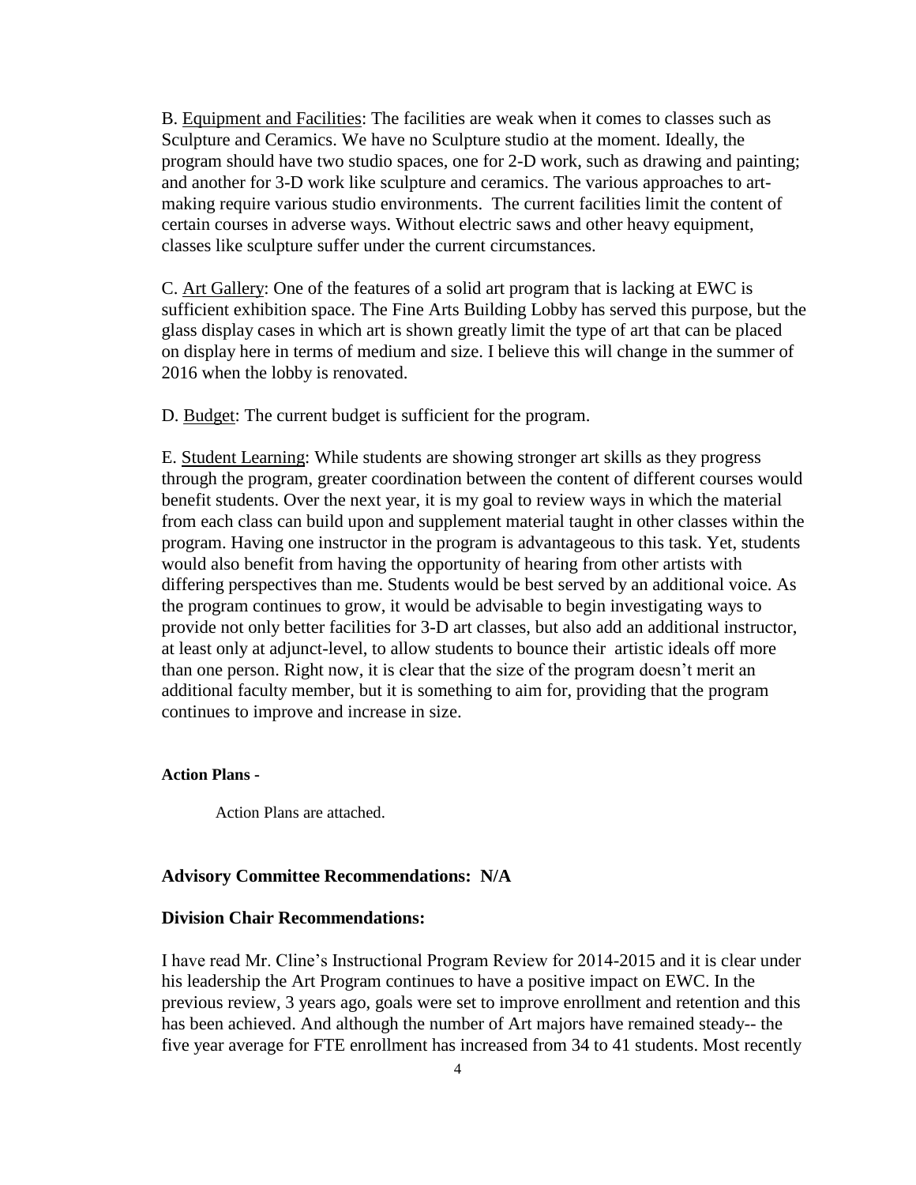B. Equipment and Facilities: The facilities are weak when it comes to classes such as Sculpture and Ceramics. We have no Sculpture studio at the moment. Ideally, the program should have two studio spaces, one for 2-D work, such as drawing and painting; and another for 3-D work like sculpture and ceramics. The various approaches to art-making require various studio environments. The current facilities limit the content of certain courses in adverse ways. Without electric saws and other heavy equipment, classes like sculpture suffer under the current circumstances.

C. Art Gallery: One of the features of a solid art program that is lacking at EWC is sufficient exhibition space. The Fine Arts Building Lobby has served this purpose, but the glass display cases in which art is shown greatly limit the type of art that can be placed on display here in terms of medium and size. I believe this will change in the summer of 2016 when the lobby is renovated.

D. Budget: The current budget is sufficient for the program.

E. Student Learning: While students are showing stronger art skills as they progress through the program, greater coordination between the content of different courses would benefit students. Over the next year, it is my goal to review ways in which the material from each class can build upon and supplement material taught in other classes within the program. Having one instructor in the program is advantageous to this task. Yet, students would also benefit from having the opportunity of hearing from other artists with differing perspectives than me. Students would be best served by an additional voice. As the program continues to grow, it would be advisable to begin investigating ways to provide not only better facilities for 3-D art classes, but also add an additional instructor, at least only at adjunct-level, to allow students to bounce their artistic ideals off more than one person. Right now, it is clear that the size of the program doesn't merit an additional faculty member, but it is something to aim for, providing that the program continues to improve and increase in size.

**Action Plans -**

Action Plans are attached.

**Advisory Committee Recommendations: N/A**

**Division Chair Recommendations:**

I have read Mr. Cline's Instructional Program Review for 2014-2015 and it is clear under his leadership the Art Program continues to have a positive impact on EWC. In the previous review, 3 years ago, goals were set to improve enrollment and retention and this has been achieved. And although the number of Art majors have remained steady-- the five year average for FTE enrollment has increased from 34 to 41 students. Most recently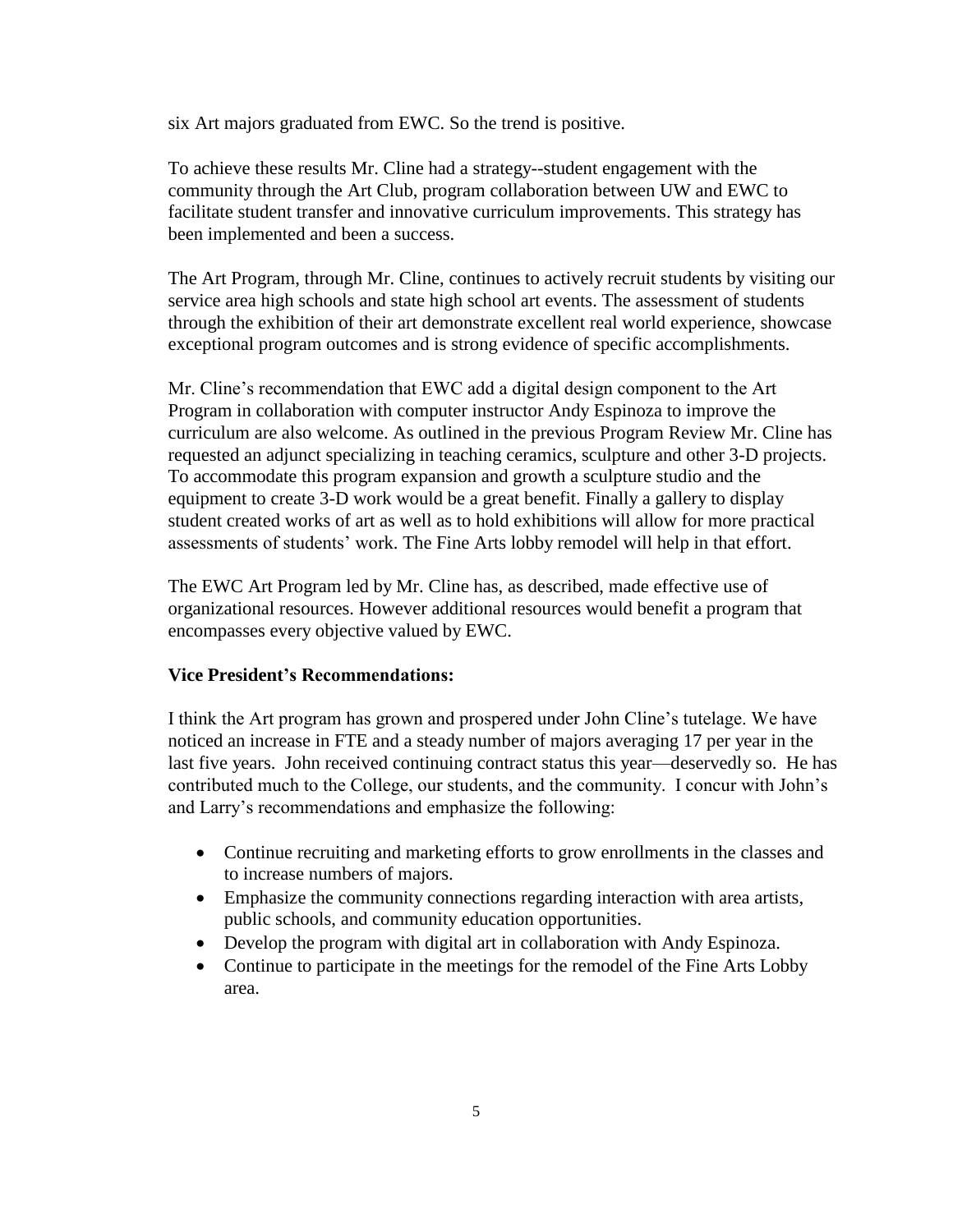six Art majors graduated from EWC. So the trend is positive.

To achieve these results Mr. Cline had a strategy--student engagement with the community through the Art Club, program collaboration between UW and EWC to facilitate student transfer and innovative curriculum improvements. This strategy has been implemented and been a success.

The Art Program, through Mr. Cline, continues to actively recruit students by visiting our service area high schools and state high school art events. The assessment of students through the exhibition of their art demonstrate excellent real world experience, showcase exceptional program outcomes and is strong evidence of specific accomplishments.

Mr. Cline's recommendation that EWC add a digital design component to the Art Program in collaboration with computer instructor Andy Espinoza to improve the curriculum are also welcome. As outlined in the previous Program Review Mr. Cline has requested an adjunct specializing in teaching ceramics, sculpture and other 3-D projects. To accommodate this program expansion and growth a sculpture studio and the equipment to create 3-D work would be a great benefit. Finally a gallery to display student created works of art as well as to hold exhibitions will allow for more practical assessments of students' work. The Fine Arts lobby remodel will help in that effort.

The EWC Art Program led by Mr. Cline has, as described, made effective use of organizational resources. However additional resources would benefit a program that encompasses every objective valued by EWC.

**Vice President's Recommendations:**

I think the Art program has grown and prospered under John Cline's tutelage. We have noticed an increase in FTE and a steady number of majors averaging 17 per year in the last five years. John received continuing contract status this year—deservedly so. He has contributed much to the College, our students, and the community. I concur with John's and Larry's recommendations and emphasize the following:

- Continue recruiting and marketing efforts to grow enrollments in the classes and to increase numbers of majors.
- Emphasize the community connections regarding interaction with area artists, public schools, and community education opportunities.
- Develop the program with digital art in collaboration with Andy Espinoza.
- Continue to participate in the meetings for the remodel of the Fine Arts Lobby area.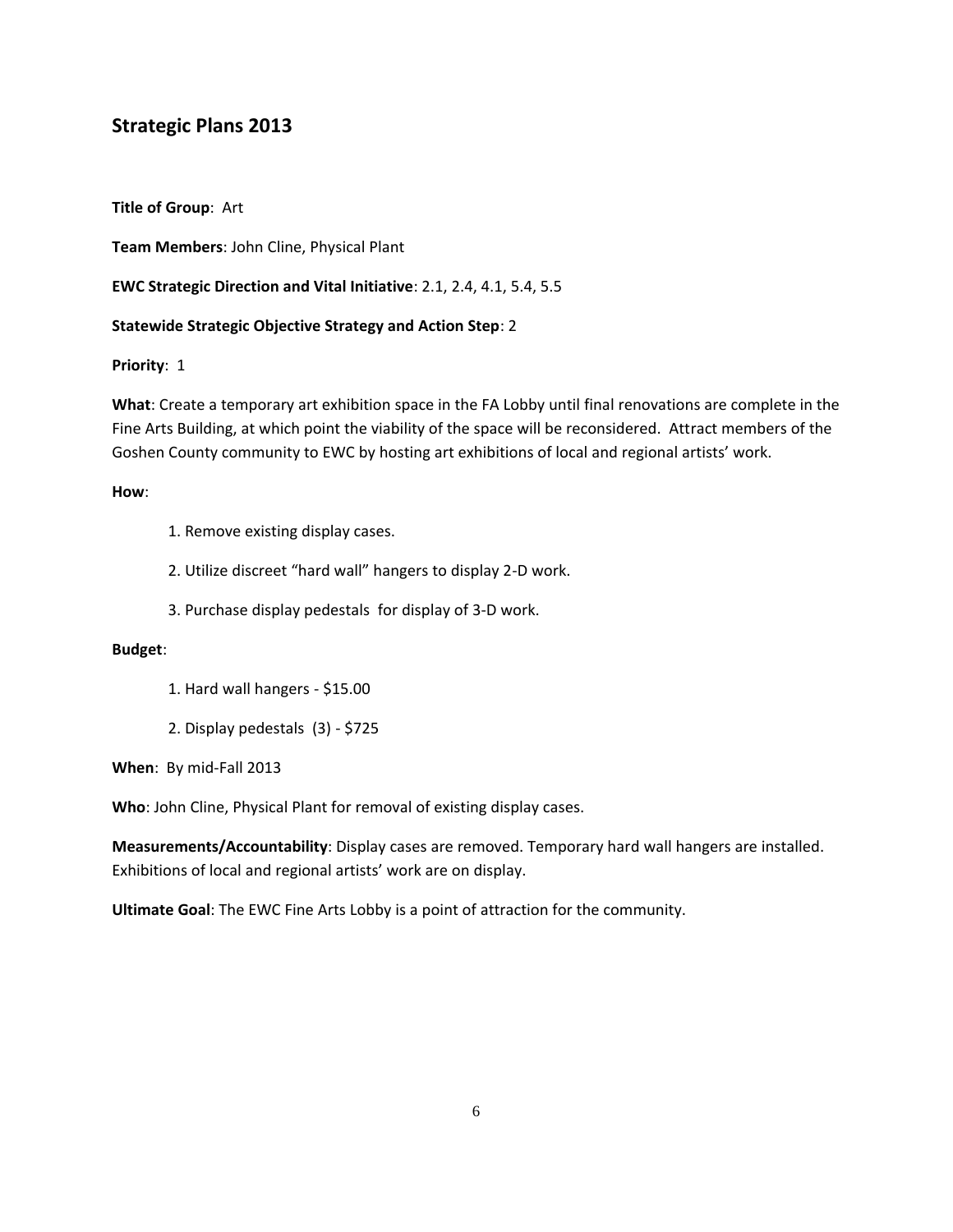## Strategic Plans 2013

**Title of Group**: Art

**Team Members**: John Cline, Physical Plant

**EWC Strategic Direction and Vital Initiative**: 2.1, 2.4, 4.1, 5.4, 5.5

**Statewide Strategic Objective Strategy and Action Step**: 2

**Priority**: 1

**What**: Create a temporary art exhibition space in the FA Lobby until final renovations are complete in the Fine Arts Building, at which point the viability of the space will be reconsidered. Attract members of the Goshen County community to EWC by hosting art exhibitions of local and regional artists' work.

**How**:

1. Remove existing display cases.
2. Utilize discreet "hard wall" hangers to display 2-D work.
3. Purchase display pedestals for display of 3-D work.

**Budget**:

1. Hard wall hangers - $15.00
2. Display pedestals (3) - $725

**When**: By mid-Fall 2013

**Who**: John Cline, Physical Plant for removal of existing display cases.

**Measurements/Accountability**: Display cases are removed. Temporary hard wall hangers are installed. Exhibitions of local and regional artists' work are on display.

**Ultimate Goal**: The EWC Fine Arts Lobby is a point of attraction for the community.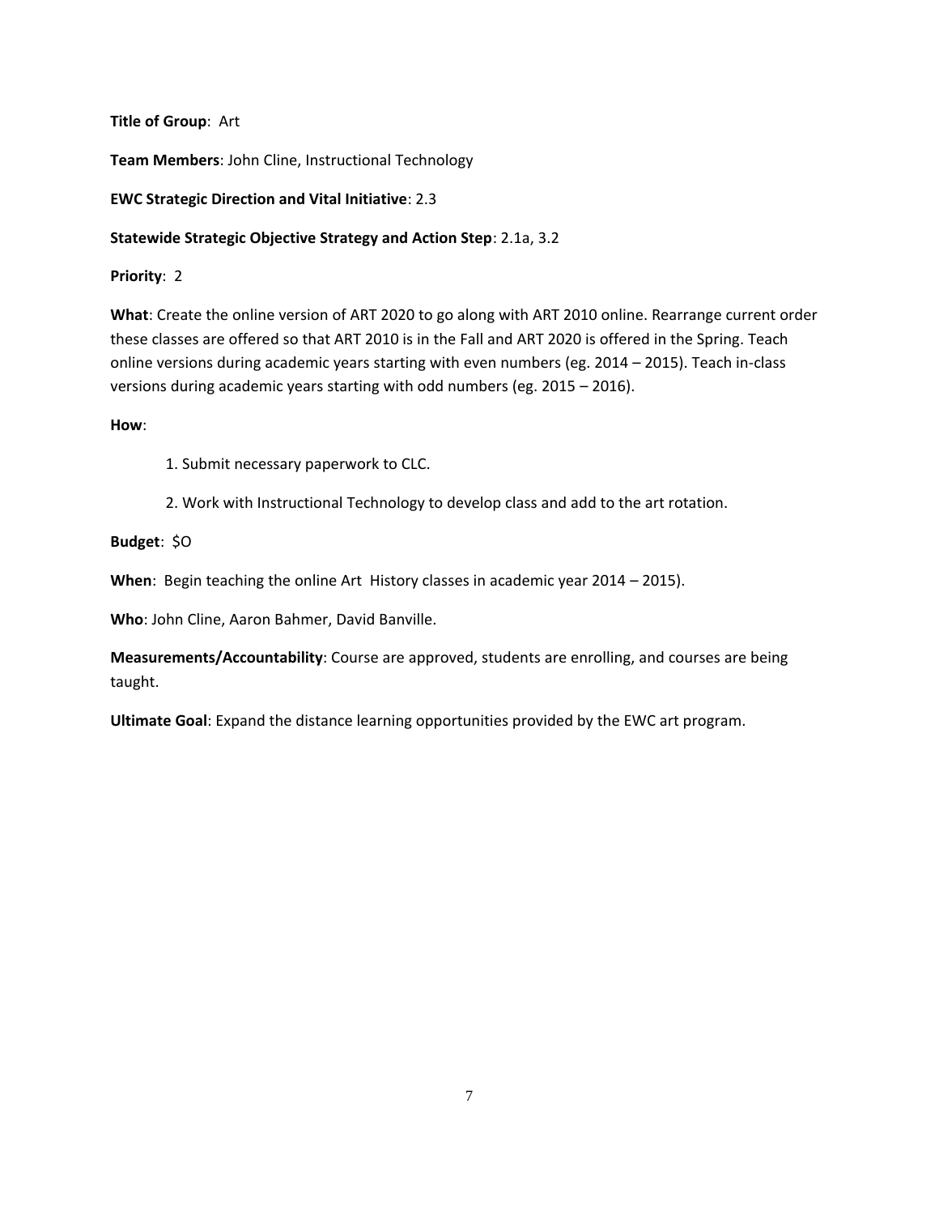**Title of Group**: Art

**Team Members**: John Cline, Instructional Technology

**EWC Strategic Direction and Vital Initiative**: 2.3

**Statewide Strategic Objective Strategy and Action Step**: 2.1a, 3.2

**Priority**: 2

**What**: Create the online version of ART 2020 to go along with ART 2010 online. Rearrange current order these classes are offered so that ART 2010 is in the Fall and ART 2020 is offered in the Spring. Teach online versions during academic years starting with even numbers (eg. 2014 – 2015). Teach in-class versions during academic years starting with odd numbers (eg. 2015 – 2016).

**How**:

1. Submit necessary paperwork to CLC.
2. Work with Instructional Technology to develop class and add to the art rotation.

**Budget**: $O

**When**: Begin teaching the online Art History classes in academic year 2014 – 2015).

**Who**: John Cline, Aaron Bahmer, David Banville.

**Measurements/Accountability**: Course are approved, students are enrolling, and courses are being taught.

**Ultimate Goal**: Expand the distance learning opportunities provided by the EWC art program.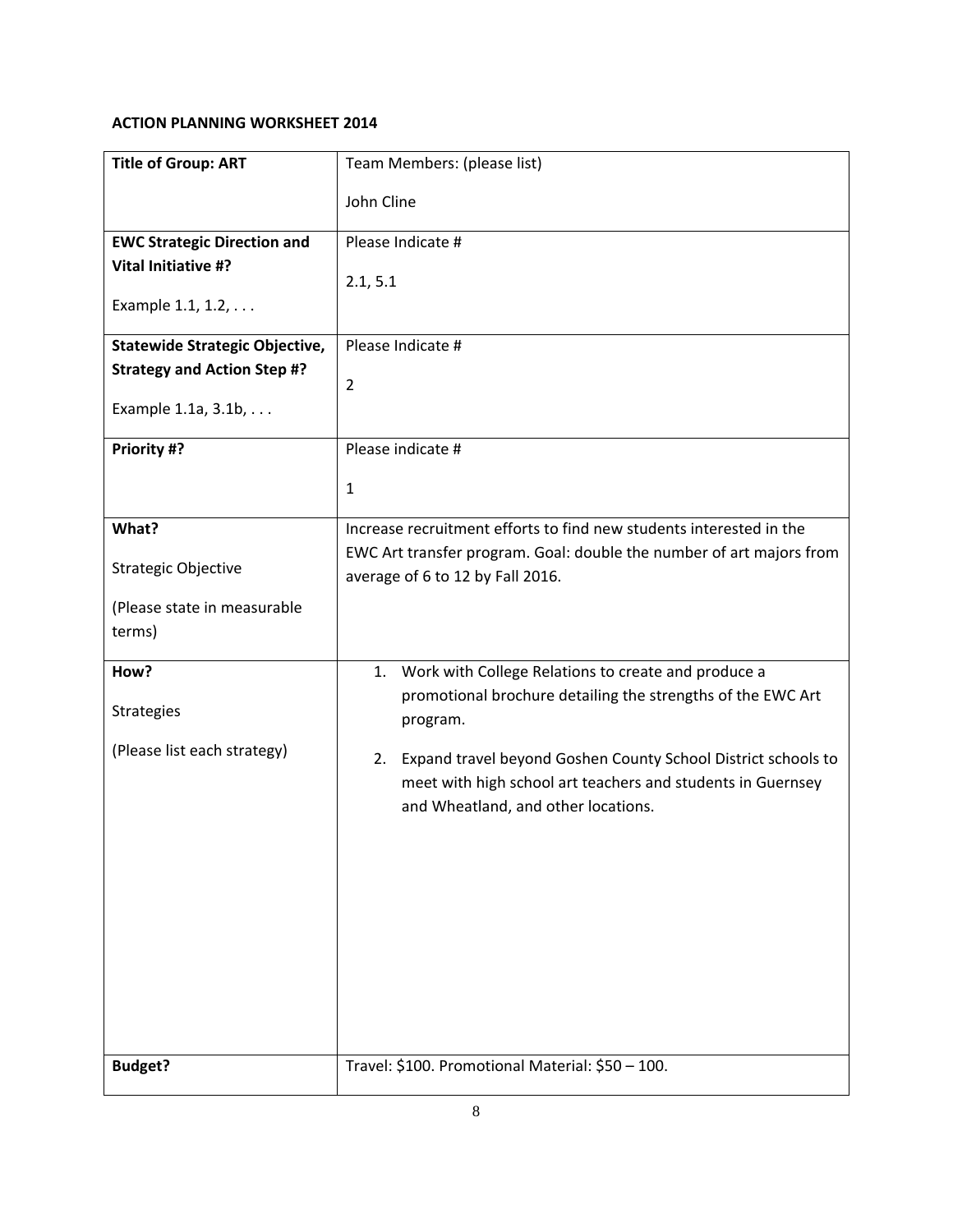**ACTION PLANNING WORKSHEET 2014**

| **Title of Group: ART** | Team Members: (please list)<br><br>John Cline |
|---|---|
| **EWC Strategic Direction and Vital Initiative #?**<br><br>Example 1.1, 1.2, . . . | Please Indicate #<br><br>2.1, 5.1 |
| **Statewide Strategic Objective, Strategy and Action Step #?**<br><br>Example 1.1a, 3.1b, . . . | Please Indicate #<br><br>2 |
| **Priority #?** | Please indicate #<br><br>1 |
| **What?**<br><br>Strategic Objective<br><br>(Please state in measurable terms) | Increase recruitment efforts to find new students interested in the EWC Art transfer program. Goal: double the number of art majors from average of 6 to 12 by Fall 2016. |
| **How?**<br><br>Strategies<br><br>(Please list each strategy) | 1. Work with College Relations to create and produce a promotional brochure detailing the strengths of the EWC Art program.<br><br>2. Expand travel beyond Goshen County School District schools to meet with high school art teachers and students in Guernsey and Wheatland, and other locations. |
| **Budget?** | Travel: $100. Promotional Material: $50 – 100. |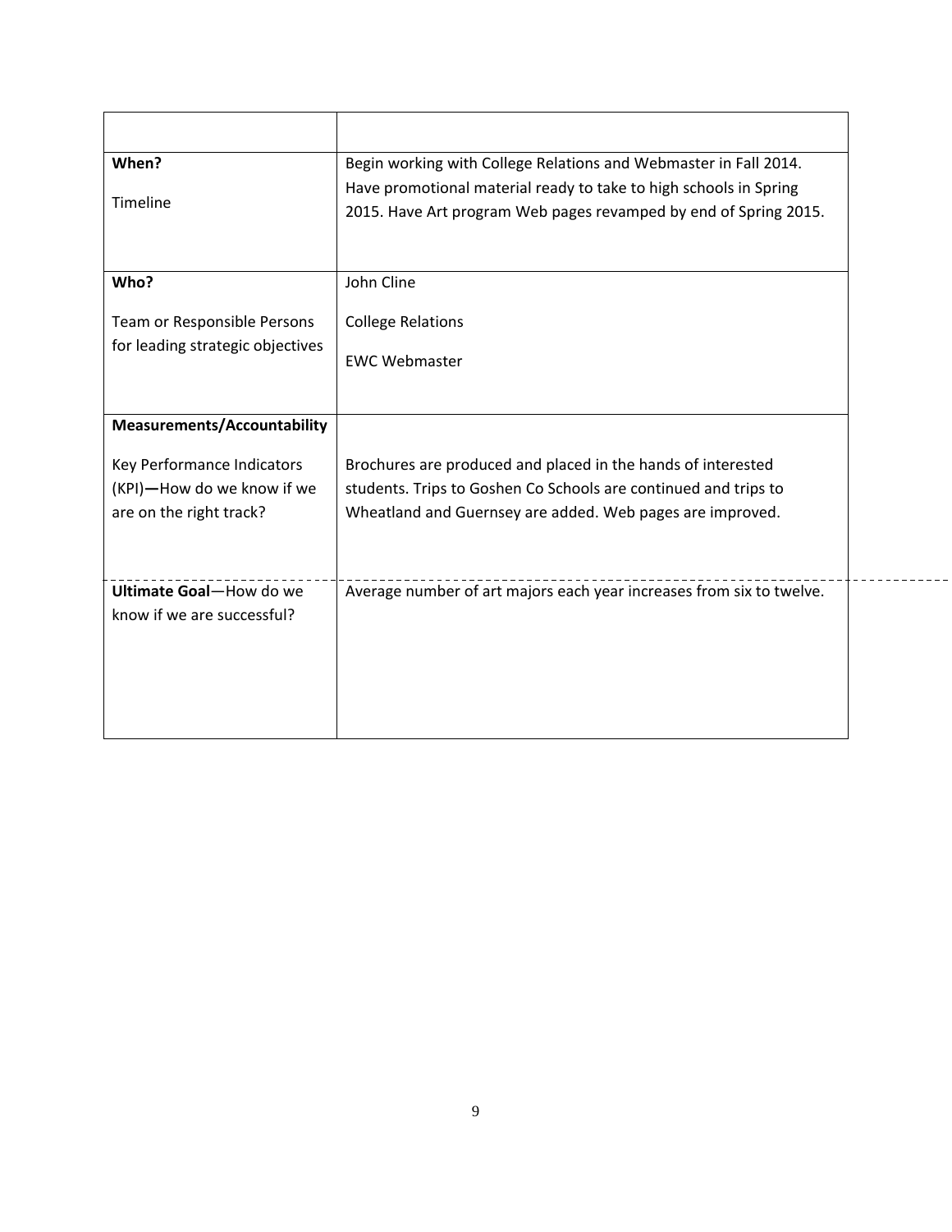| | |
|---|---|
| **When?**<br><br>Timeline | Begin working with College Relations and Webmaster in Fall 2014. Have promotional material ready to take to high schools in Spring 2015. Have Art program Web pages revamped by end of Spring 2015. |
| **Who?**<br><br>Team or Responsible Persons for leading strategic objectives | John Cline<br><br>College Relations<br><br>EWC Webmaster |
| **Measurements/Accountability**<br><br>Key Performance Indicators (KPI)**—**How do we know if we are on the right track? | Brochures are produced and placed in the hands of interested students. Trips to Goshen Co Schools are continued and trips to Wheatland and Guernsey are added. Web pages are improved. |
| **Ultimate Goal**—How do we know if we are successful? | Average number of art majors each year increases from six to twelve. |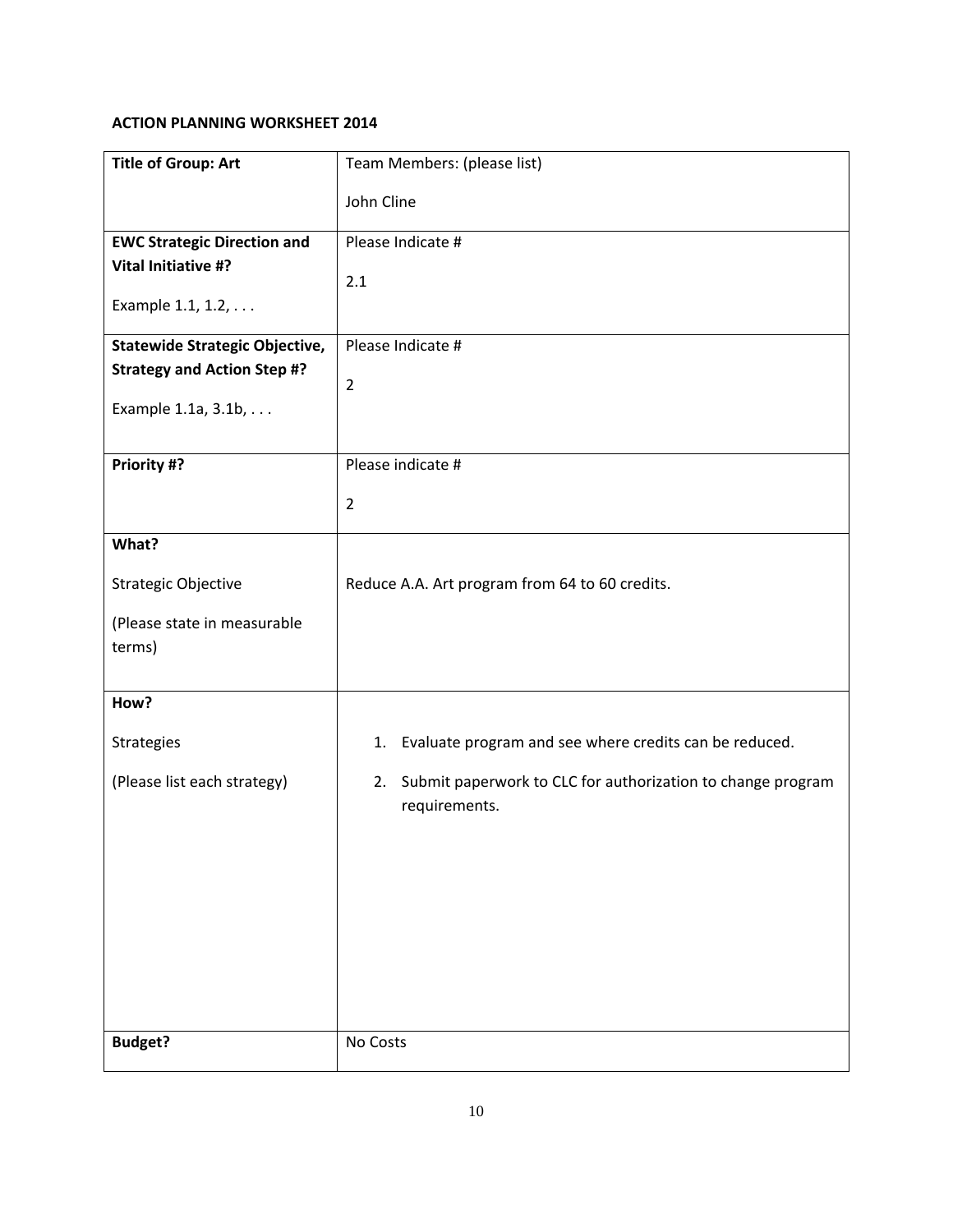**ACTION PLANNING WORKSHEET 2014**

| **Title of Group: Art** | Team Members: (please list)<br><br>John Cline |
|---|---|
| **EWC Strategic Direction and Vital Initiative #?**<br><br>Example 1.1, 1.2, . . . | Please Indicate #<br><br>2.1 |
| **Statewide Strategic Objective, Strategy and Action Step #?**<br><br>Example 1.1a, 3.1b, . . . | Please Indicate #<br><br>2 |
| **Priority #?** | Please indicate #<br><br>2 |
| **What?**<br><br>Strategic Objective<br><br>(Please state in measurable terms) | Reduce A.A. Art program from 64 to 60 credits. |
| **How?**<br><br>Strategies<br><br>(Please list each strategy) | 1. Evaluate program and see where credits can be reduced.<br><br>2. Submit paperwork to CLC for authorization to change program requirements. |
| **Budget?** | No Costs |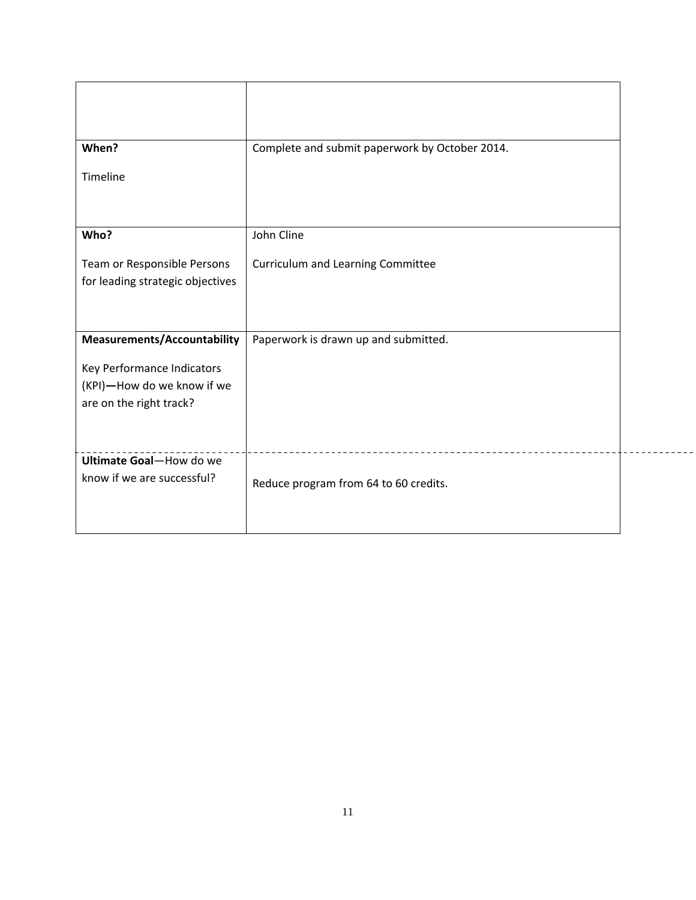| | |
|---|---|
| | |
| **When?**<br><br>Timeline | Complete and submit paperwork by October 2014. |
| **Who?**<br><br>Team or Responsible Persons for leading strategic objectives | John Cline<br><br>Curriculum and Learning Committee |
| **Measurements/Accountability**<br><br>Key Performance Indicators (KPI)**—**How do we know if we are on the right track? | Paperwork is drawn up and submitted. |
| **Ultimate Goal**—How do we know if we are successful? | Reduce program from 64 to 60 credits. |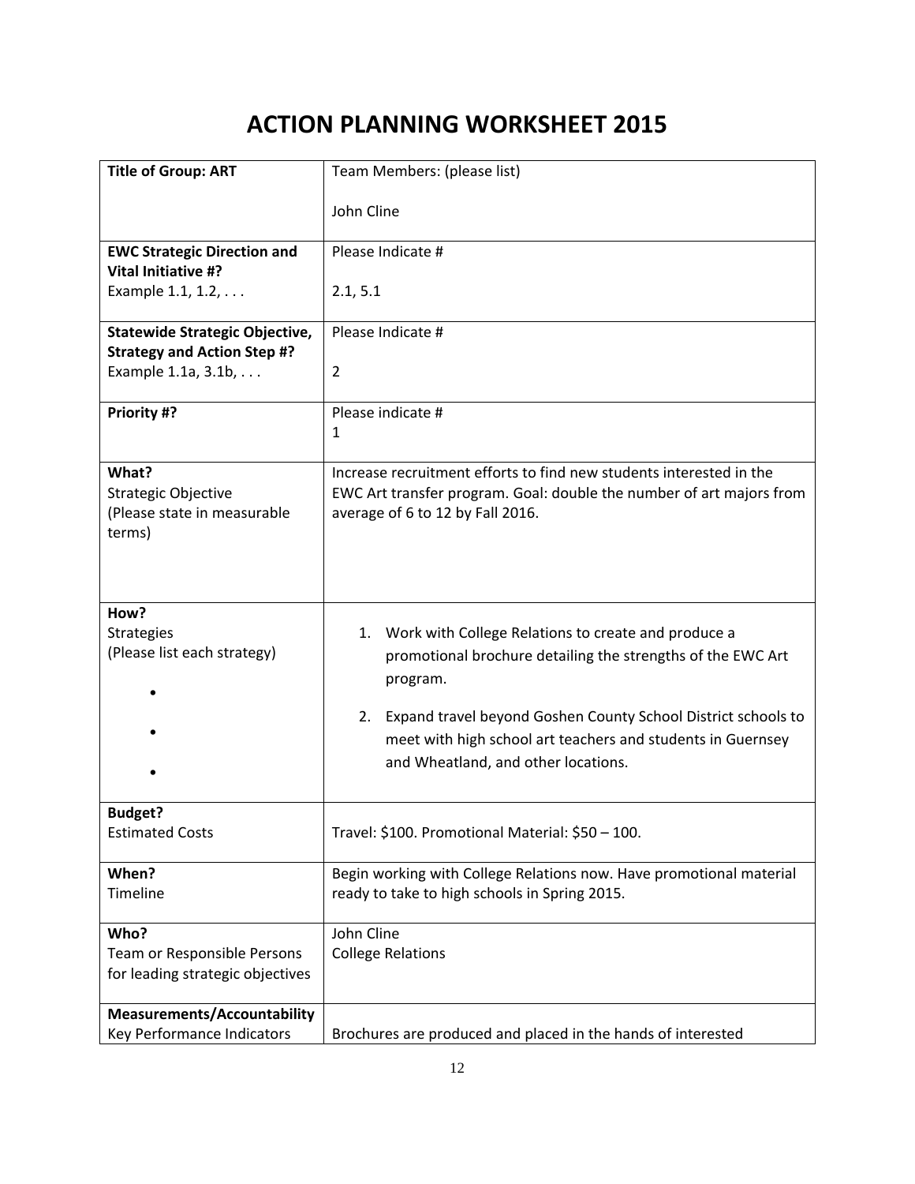# ACTION PLANNING WORKSHEET 2015

| **Title of Group: ART** | Team Members: (please list)<br><br>John Cline |
|---|---|
| **EWC Strategic Direction and Vital Initiative #?**<br>Example 1.1, 1.2, . . . | Please Indicate #<br><br>2.1, 5.1 |
| **Statewide Strategic Objective, Strategy and Action Step #?**<br>Example 1.1a, 3.1b, . . . | Please Indicate #<br><br>2 |
| **Priority #?** | Please indicate #<br>1 |
| **What?**<br>Strategic Objective<br>(Please state in measurable terms) | Increase recruitment efforts to find new students interested in the EWC Art transfer program. Goal: double the number of art majors from average of 6 to 12 by Fall 2016. |
| **How?**<br>Strategies<br>(Please list each strategy)<br>•<br>•<br>• | 1. Work with College Relations to create and produce a promotional brochure detailing the strengths of the EWC Art program.<br>2. Expand travel beyond Goshen County School District schools to meet with high school art teachers and students in Guernsey and Wheatland, and other locations. |
| **Budget?**<br>Estimated Costs | Travel: $100. Promotional Material: $50 – 100. |
| **When?**<br>Timeline | Begin working with College Relations now. Have promotional material ready to take to high schools in Spring 2015. |
| **Who?**<br>Team or Responsible Persons for leading strategic objectives | John Cline<br>College Relations |
| **Measurements/Accountability**<br>Key Performance Indicators | Brochures are produced and placed in the hands of interested |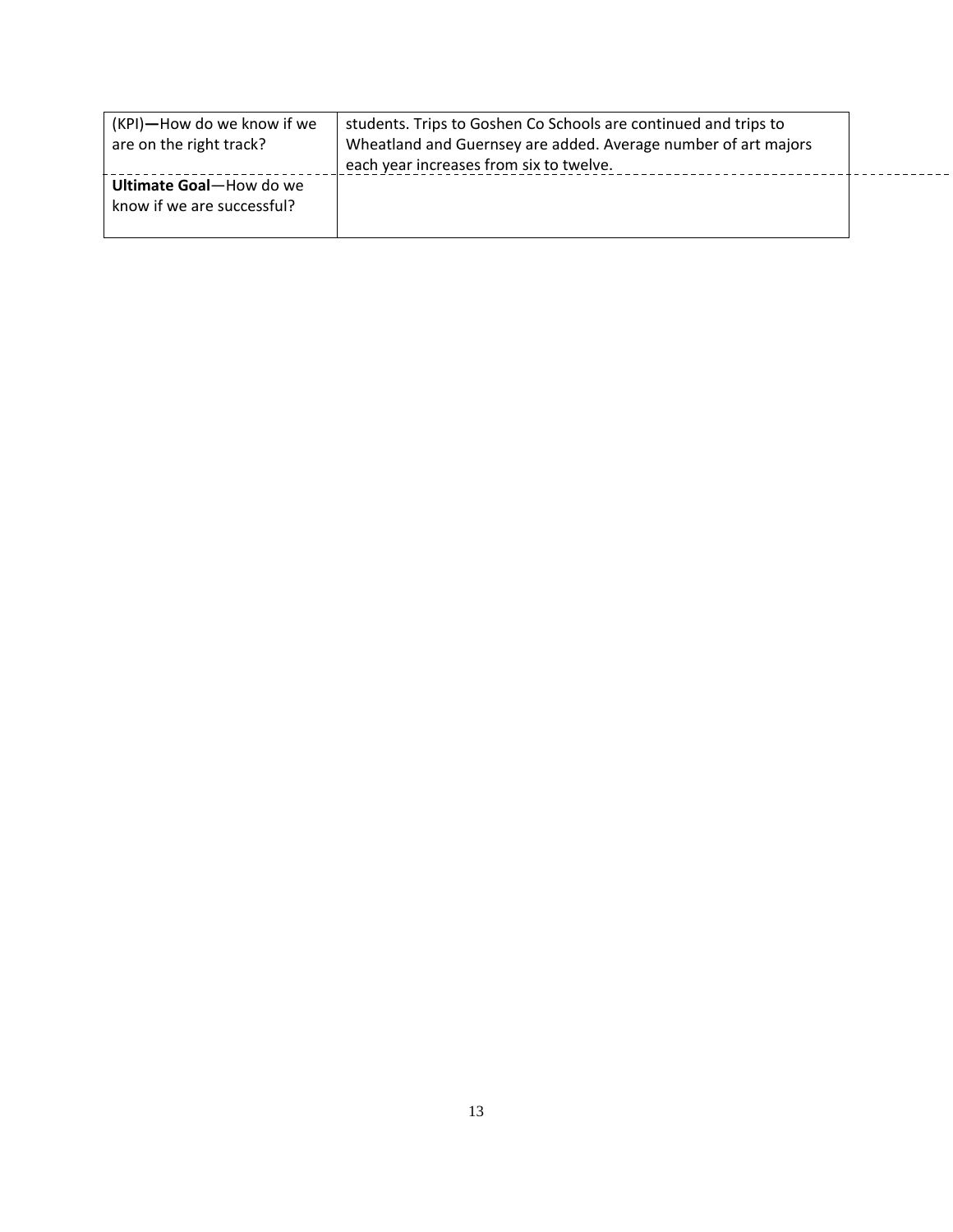| | |
|---|---|
| (KPI)—How do we know if we are on the right track? | students. Trips to Goshen Co Schools are continued and trips to Wheatland and Guernsey are added. Average number of art majors each year increases from six to twelve. |
| **Ultimate Goal**—How do we know if we are successful? | |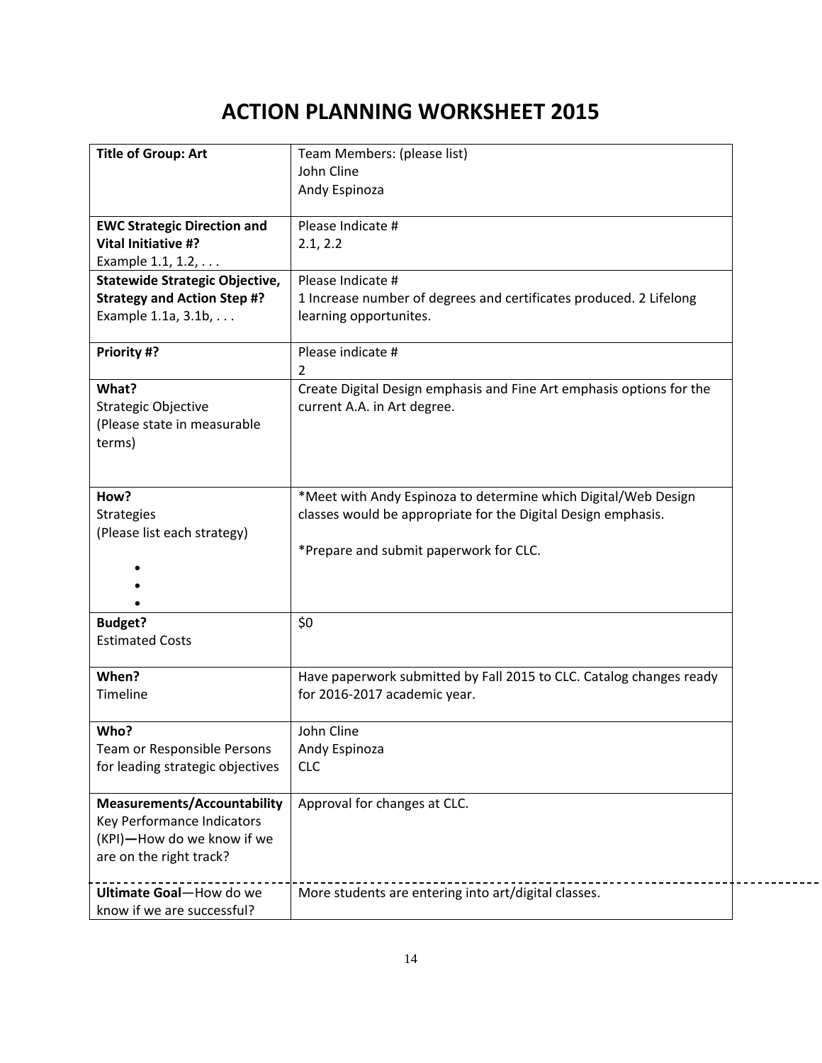# ACTION PLANNING WORKSHEET 2015

| | |
|---|---|
| **Title of Group: Art** | Team Members: (please list)<br>John Cline<br>Andy Espinoza |
| **EWC Strategic Direction and Vital Initiative #?**<br>Example 1.1, 1.2, . . . | Please Indicate #<br>2.1, 2.2 |
| **Statewide Strategic Objective, Strategy and Action Step #?**<br>Example 1.1a, 3.1b, . . . | Please Indicate #<br>1 Increase number of degrees and certificates produced. 2 Lifelong learning opportunites. |
| **Priority #?** | Please indicate #<br>2 |
| **What?**<br>Strategic Objective<br>(Please state in measurable terms) | Create Digital Design emphasis and Fine Art emphasis options for the current A.A. in Art degree. |
| **How?**<br>Strategies<br>(Please list each strategy)<br>•<br>•<br>• | *Meet with Andy Espinoza to determine which Digital/Web Design classes would be appropriate for the Digital Design emphasis.<br><br>*Prepare and submit paperwork for CLC. |
| **Budget?**<br>Estimated Costs | $0 |
| **When?**<br>Timeline | Have paperwork submitted by Fall 2015 to CLC. Catalog changes ready for 2016-2017 academic year. |
| **Who?**<br>Team or Responsible Persons for leading strategic objectives | John Cline<br>Andy Espinoza<br>CLC |
| **Measurements/Accountability**<br>Key Performance Indicators (KPI)—How do we know if we are on the right track? | Approval for changes at CLC. |
| **Ultimate Goal**—How do we know if we are successful? | More students are entering into art/digital classes. |